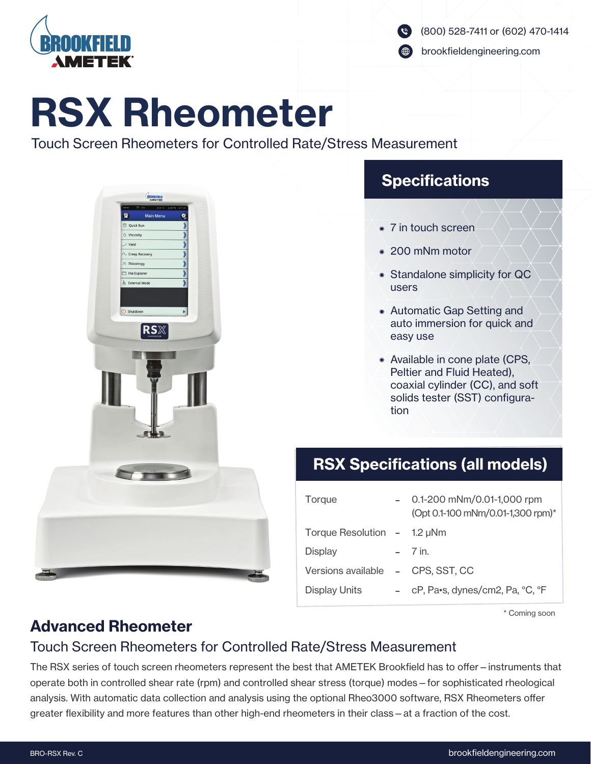(800) 528-7411 or (602) 470-1414

brookfieldengineering.com

# RSX Rheometer

Touch Screen Rheometers for Controlled Rate/Stress Measurement

## Specifications

- 7 in touch screen
- 200 mNm motor
- Standalone simplicity for QC users
- Automatic Gap Setting and auto immersion for quick and easy use
- Available in cone plate (CPS, Peltier and Fluid Heated), coaxial cylinder (CC), and soft solids tester (SST) configuration

## RSX Specifications (all models)

| | | |
|---|---|---|
| Torque | - | 0.1-200 mNm/0.01-1,000 rpm (Opt 0.1-100 mNm/0.01-1,300 rpm)* |
| Torque Resolution | - | 1.2 μNm |
| Display | - | 7 in. |
| Versions available | - | CPS, SST, CC |
| Display Units | - | cP, Pa•s, dynes/cm2, Pa, °C, °F |

\* Coming soon

## Advanced Rheometer

### Touch Screen Rheometers for Controlled Rate/Stress Measurement

The RSX series of touch screen rheometers represent the best that AMETEK Brookfield has to offer – instruments that operate both in controlled shear rate (rpm) and controlled shear stress (torque) modes – for sophisticated rheological analysis. With automatic data collection and analysis using the optional Rheo3000 software, RSX Rheometers offer greater flexibility and more features than other high-end rheometers in their class – at a fraction of the cost.

BRO-RSX Rev. C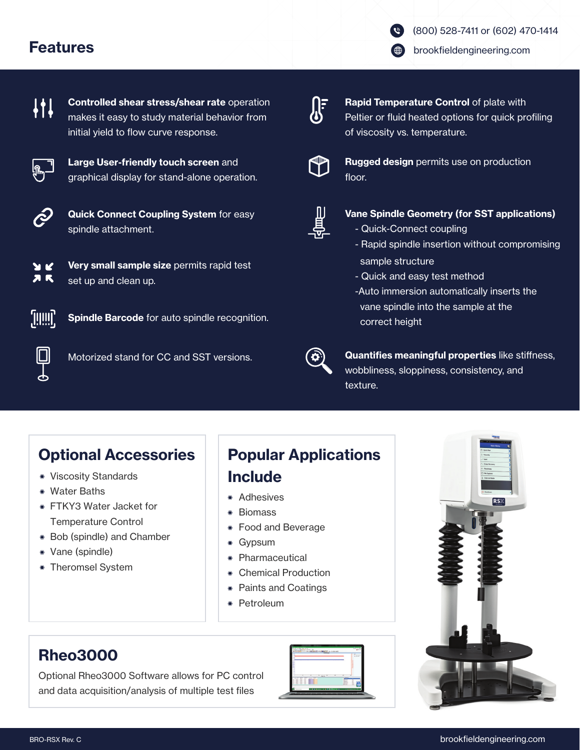## Features

(800) 528-7411 or (602) 470-1414

brookfieldengineering.com

**Controlled shear stress/shear rate** operation makes it easy to study material behavior from initial yield to flow curve response.

**Large User-friendly touch screen** and graphical display for stand-alone operation.

**Quick Connect Coupling System** for easy spindle attachment.

**Very small sample size** permits rapid test set up and clean up.

**Spindle Barcode** for auto spindle recognition.

Motorized stand for CC and SST versions.

**Rapid Temperature Control** of plate with Peltier or fluid heated options for quick profiling of viscosity vs. temperature.

**Rugged design** permits use on production floor.

**Vane Spindle Geometry (for SST applications)**

- Quick-Connect coupling
- Rapid spindle insertion without compromising sample structure
- Quick and easy test method
- Auto immersion automatically inserts the vane spindle into the sample at the correct height

**Quantifies meaningful properties** like stiffness, wobbliness, sloppiness, consistency, and texture.

## Optional Accessories

- Viscosity Standards
- Water Baths
- FTKY3 Water Jacket for Temperature Control
- Bob (spindle) and Chamber
- Vane (spindle)
- Theromsel System

## Popular Applications Include

- Adhesives
- Biomass
- Food and Beverage
- Gypsum
- Pharmaceutical
- Chemical Production
- Paints and Coatings
- Petroleum

## Rheo3000

Optional Rheo3000 Software allows for PC control and data acquisition/analysis of multiple test files

BRO-RSX Rev. C